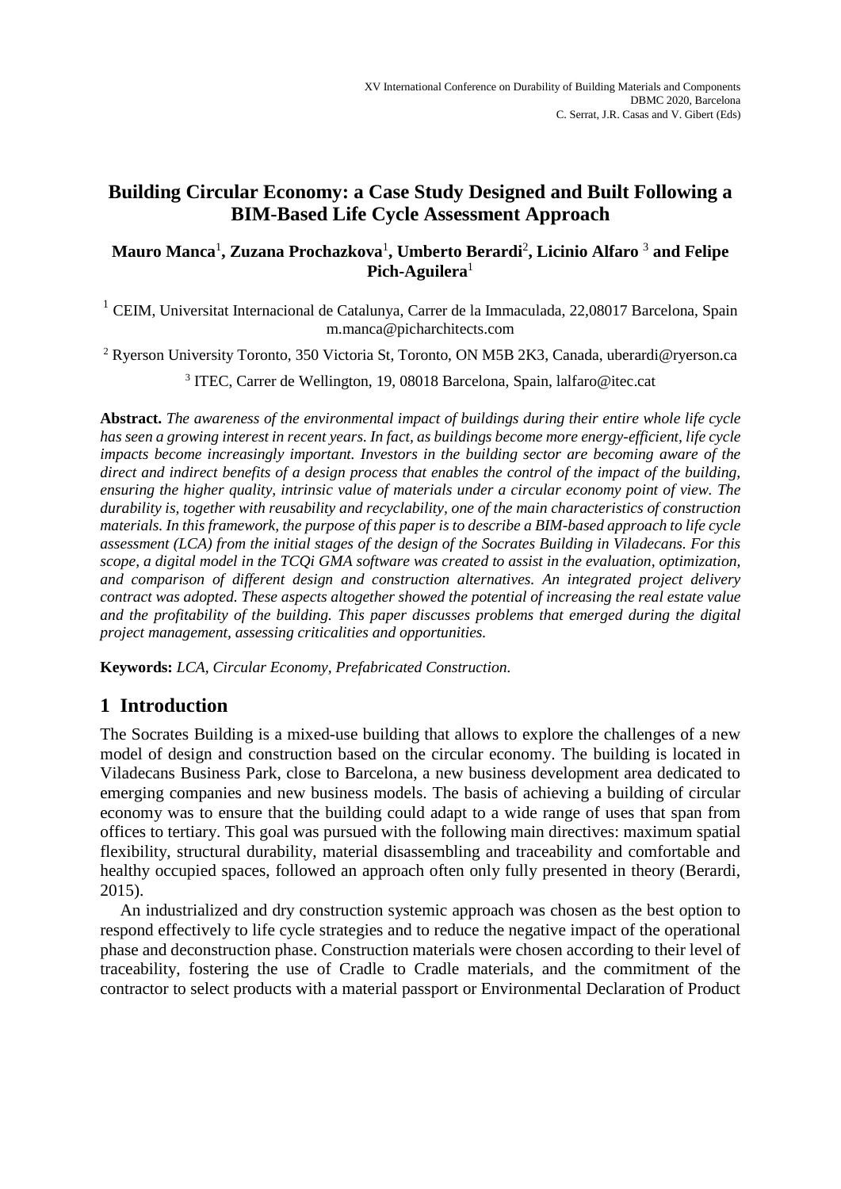# Building Circular Economy: a Case Study Designed and Built Following a BIM-Based Life Cycle Assessment Approach

**Mauro Manca**[1]**, Zuzana Prochazkova**[1]**, Umberto Berardi**[2]**, Licinio Alfaro**[3] **and Felipe Pich-Aguilera**[1]

[1] CEIM, Universitat Internacional de Catalunya, Carrer de la Immaculada, 22,08017 Barcelona, Spain m.manca@picharchitects.com

[2] Ryerson University Toronto, 350 Victoria St, Toronto, ON M5B 2K3, Canada, uberardi@ryerson.ca

[3] ITEC, Carrer de Wellington, 19, 08018 Barcelona, Spain, lalfaro@itec.cat

**Abstract.** *The awareness of the environmental impact of buildings during their entire whole life cycle has seen a growing interest in recent years. In fact, as buildings become more energy-efficient, life cycle impacts become increasingly important. Investors in the building sector are becoming aware of the direct and indirect benefits of a design process that enables the control of the impact of the building, ensuring the higher quality, intrinsic value of materials under a circular economy point of view. The durability is, together with reusability and recyclability, one of the main characteristics of construction materials. In this framework, the purpose of this paper is to describe a BIM-based approach to life cycle assessment (LCA) from the initial stages of the design of the Socrates Building in Viladecans. For this scope, a digital model in the TCQi GMA software was created to assist in the evaluation, optimization, and comparison of different design and construction alternatives. An integrated project delivery contract was adopted. These aspects altogether showed the potential of increasing the real estate value and the profitability of the building. This paper discusses problems that emerged during the digital project management, assessing criticalities and opportunities.*

**Keywords:** *LCA, Circular Economy, Prefabricated Construction.*

## 1 Introduction

The Socrates Building is a mixed-use building that allows to explore the challenges of a new model of design and construction based on the circular economy. The building is located in Viladecans Business Park, close to Barcelona, a new business development area dedicated to emerging companies and new business models. The basis of achieving a building of circular economy was to ensure that the building could adapt to a wide range of uses that span from offices to tertiary. This goal was pursued with the following main directives: maximum spatial flexibility, structural durability, material disassembling and traceability and comfortable and healthy occupied spaces, followed an approach often only fully presented in theory (Berardi, 2015).

An industrialized and dry construction systemic approach was chosen as the best option to respond effectively to life cycle strategies and to reduce the negative impact of the operational phase and deconstruction phase. Construction materials were chosen according to their level of traceability, fostering the use of Cradle to Cradle materials, and the commitment of the contractor to select products with a material passport or Environmental Declaration of Product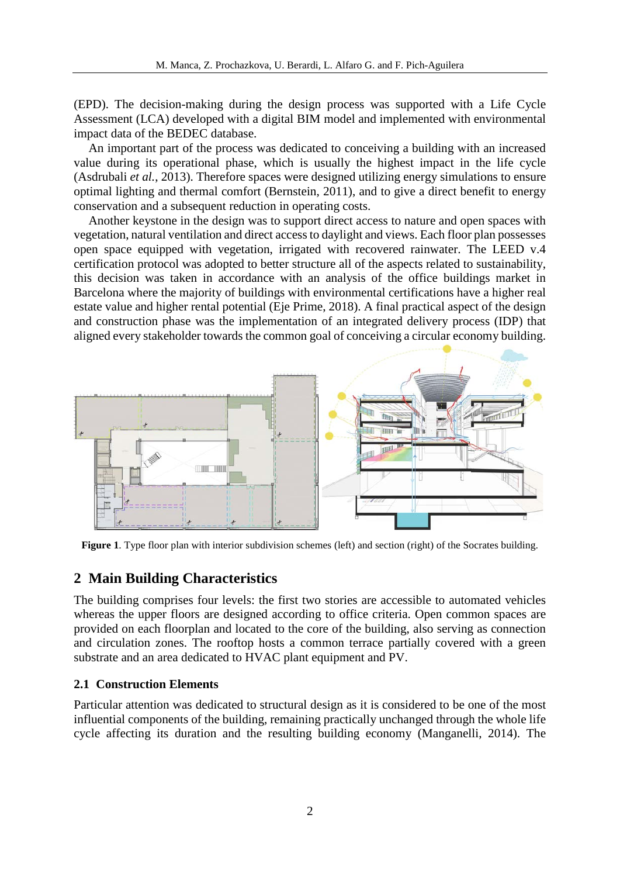(EPD). The decision-making during the design process was supported with a Life Cycle Assessment (LCA) developed with a digital BIM model and implemented with environmental impact data of the BEDEC database.

An important part of the process was dedicated to conceiving a building with an increased value during its operational phase, which is usually the highest impact in the life cycle (Asdrubali *et al.*, 2013). Therefore spaces were designed utilizing energy simulations to ensure optimal lighting and thermal comfort (Bernstein, 2011), and to give a direct benefit to energy conservation and a subsequent reduction in operating costs.

Another keystone in the design was to support direct access to nature and open spaces with vegetation, natural ventilation and direct access to daylight and views. Each floor plan possesses open space equipped with vegetation, irrigated with recovered rainwater. The LEED v.4 certification protocol was adopted to better structure all of the aspects related to sustainability, this decision was taken in accordance with an analysis of the office buildings market in Barcelona where the majority of buildings with environmental certifications have a higher real estate value and higher rental potential (Eje Prime, 2018). A final practical aspect of the design and construction phase was the implementation of an integrated delivery process (IDP) that aligned every stakeholder towards the common goal of conceiving a circular economy building.

**Figure 1**. Type floor plan with interior subdivision schemes (left) and section (right) of the Socrates building.

## 2 Main Building Characteristics

The building comprises four levels: the first two stories are accessible to automated vehicles whereas the upper floors are designed according to office criteria. Open common spaces are provided on each floorplan and located to the core of the building, also serving as connection and circulation zones. The rooftop hosts a common terrace partially covered with a green substrate and an area dedicated to HVAC plant equipment and PV.

### 2.1 Construction Elements

Particular attention was dedicated to structural design as it is considered to be one of the most influential components of the building, remaining practically unchanged through the whole life cycle affecting its duration and the resulting building economy (Manganelli, 2014). The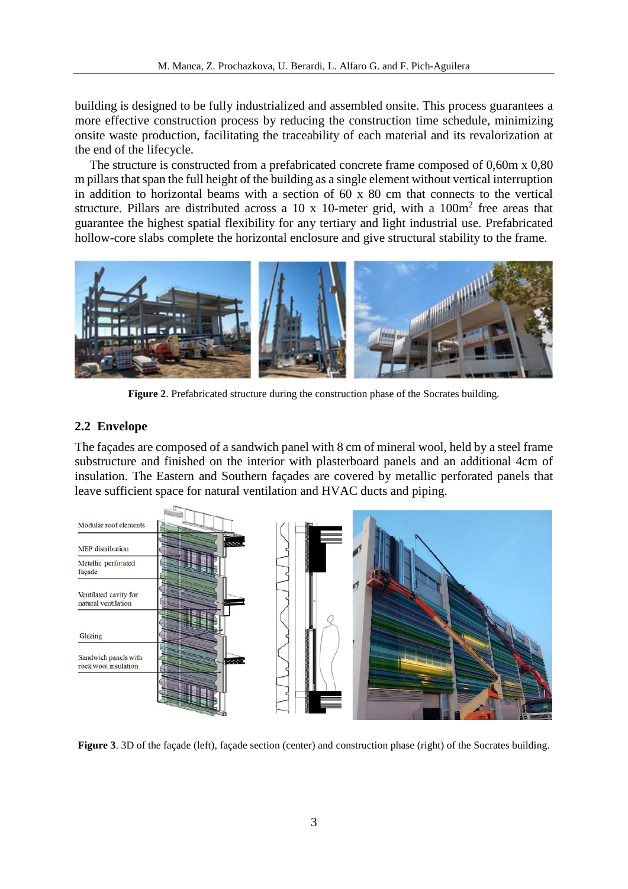building is designed to be fully industrialized and assembled onsite. This process guarantees a more effective construction process by reducing the construction time schedule, minimizing onsite waste production, facilitating the traceability of each material and its revalorization at the end of the lifecycle.

The structure is constructed from a prefabricated concrete frame composed of 0,60m x 0,80 m pillars that span the full height of the building as a single element without vertical interruption in addition to horizontal beams with a section of 60 x 80 cm that connects to the vertical structure. Pillars are distributed across a 10 x 10-meter grid, with a 100m$^2$ free areas that guarantee the highest spatial flexibility for any tertiary and light industrial use. Prefabricated hollow-core slabs complete the horizontal enclosure and give structural stability to the frame.

**Figure 2**. Prefabricated structure during the construction phase of the Socrates building.

## 2.2 Envelope

The façades are composed of a sandwich panel with 8 cm of mineral wool, held by a steel frame substructure and finished on the interior with plasterboard panels and an additional 4cm of insulation. The Eastern and Southern façades are covered by metallic perforated panels that leave sufficient space for natural ventilation and HVAC ducts and piping.

**Figure 3**. 3D of the façade (left), façade section (center) and construction phase (right) of the Socrates building.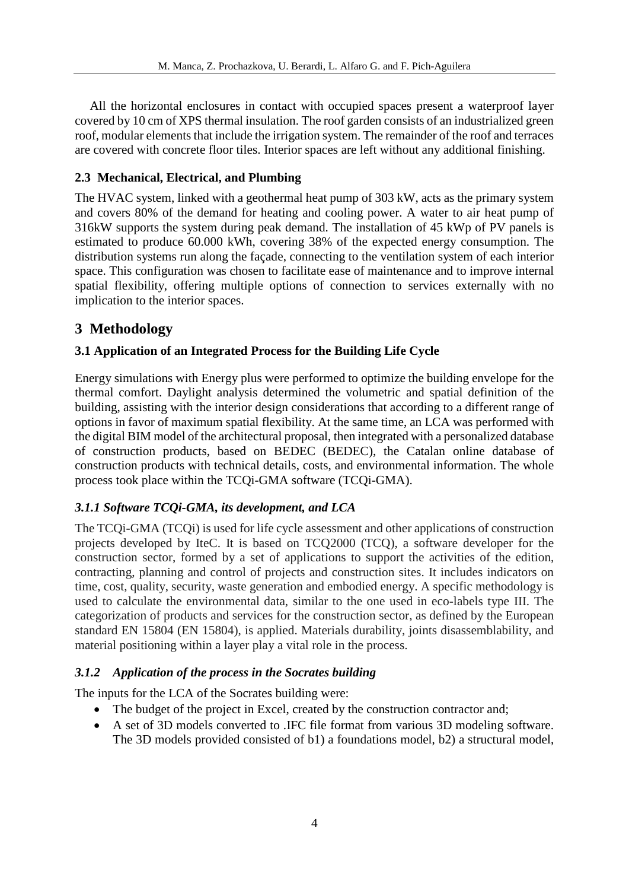All the horizontal enclosures in contact with occupied spaces present a waterproof layer covered by 10 cm of XPS thermal insulation. The roof garden consists of an industrialized green roof, modular elements that include the irrigation system. The remainder of the roof and terraces are covered with concrete floor tiles. Interior spaces are left without any additional finishing.

### 2.3 Mechanical, Electrical, and Plumbing

The HVAC system, linked with a geothermal heat pump of 303 kW, acts as the primary system and covers 80% of the demand for heating and cooling power. A water to air heat pump of 316kW supports the system during peak demand. The installation of 45 kWp of PV panels is estimated to produce 60.000 kWh, covering 38% of the expected energy consumption. The distribution systems run along the façade, connecting to the ventilation system of each interior space. This configuration was chosen to facilitate ease of maintenance and to improve internal spatial flexibility, offering multiple options of connection to services externally with no implication to the interior spaces.

## 3 Methodology

### 3.1 Application of an Integrated Process for the Building Life Cycle

Energy simulations with Energy plus were performed to optimize the building envelope for the thermal comfort. Daylight analysis determined the volumetric and spatial definition of the building, assisting with the interior design considerations that according to a different range of options in favor of maximum spatial flexibility. At the same time, an LCA was performed with the digital BIM model of the architectural proposal, then integrated with a personalized database of construction products, based on BEDEC (BEDEC), the Catalan online database of construction products with technical details, costs, and environmental information. The whole process took place within the TCQi-GMA software (TCQi-GMA).

#### *3.1.1 Software TCQi-GMA, its development, and LCA*

The TCQi-GMA (TCQi) is used for life cycle assessment and other applications of construction projects developed by IteC. It is based on TCQ2000 (TCQ), a software developer for the construction sector, formed by a set of applications to support the activities of the edition, contracting, planning and control of projects and construction sites. It includes indicators on time, cost, quality, security, waste generation and embodied energy. A specific methodology is used to calculate the environmental data, similar to the one used in eco-labels type III. The categorization of products and services for the construction sector, as defined by the European standard EN 15804 (EN 15804), is applied. Materials durability, joints disassemblability, and material positioning within a layer play a vital role in the process.

#### *3.1.2 Application of the process in the Socrates building*

The inputs for the LCA of the Socrates building were:

- The budget of the project in Excel, created by the construction contractor and;
- A set of 3D models converted to .IFC file format from various 3D modeling software. The 3D models provided consisted of b1) a foundations model, b2) a structural model,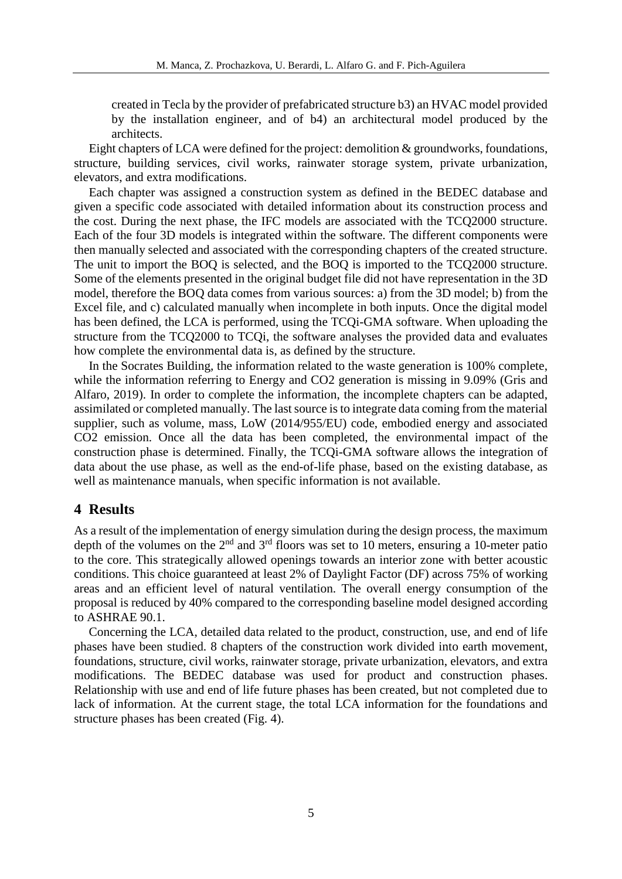created in Tecla by the provider of prefabricated structure b3) an HVAC model provided by the installation engineer, and of b4) an architectural model produced by the architects.

Eight chapters of LCA were defined for the project: demolition & groundworks, foundations, structure, building services, civil works, rainwater storage system, private urbanization, elevators, and extra modifications.

Each chapter was assigned a construction system as defined in the BEDEC database and given a specific code associated with detailed information about its construction process and the cost. During the next phase, the IFC models are associated with the TCQ2000 structure. Each of the four 3D models is integrated within the software. The different components were then manually selected and associated with the corresponding chapters of the created structure. The unit to import the BOQ is selected, and the BOQ is imported to the TCQ2000 structure. Some of the elements presented in the original budget file did not have representation in the 3D model, therefore the BOQ data comes from various sources: a) from the 3D model; b) from the Excel file, and c) calculated manually when incomplete in both inputs. Once the digital model has been defined, the LCA is performed, using the TCQi-GMA software. When uploading the structure from the TCQ2000 to TCQi, the software analyses the provided data and evaluates how complete the environmental data is, as defined by the structure.

In the Socrates Building, the information related to the waste generation is 100% complete, while the information referring to Energy and CO2 generation is missing in 9.09% (Gris and Alfaro, 2019). In order to complete the information, the incomplete chapters can be adapted, assimilated or completed manually. The last source is to integrate data coming from the material supplier, such as volume, mass, LoW (2014/955/EU) code, embodied energy and associated CO2 emission. Once all the data has been completed, the environmental impact of the construction phase is determined. Finally, the TCQi-GMA software allows the integration of data about the use phase, as well as the end-of-life phase, based on the existing database, as well as maintenance manuals, when specific information is not available.

## 4 Results

As a result of the implementation of energy simulation during the design process, the maximum depth of the volumes on the 2nd and 3rd floors was set to 10 meters, ensuring a 10-meter patio to the core. This strategically allowed openings towards an interior zone with better acoustic conditions. This choice guaranteed at least 2% of Daylight Factor (DF) across 75% of working areas and an efficient level of natural ventilation. The overall energy consumption of the proposal is reduced by 40% compared to the corresponding baseline model designed according to ASHRAE 90.1.

Concerning the LCA, detailed data related to the product, construction, use, and end of life phases have been studied. 8 chapters of the construction work divided into earth movement, foundations, structure, civil works, rainwater storage, private urbanization, elevators, and extra modifications. The BEDEC database was used for product and construction phases. Relationship with use and end of life future phases has been created, but not completed due to lack of information. At the current stage, the total LCA information for the foundations and structure phases has been created (Fig. 4).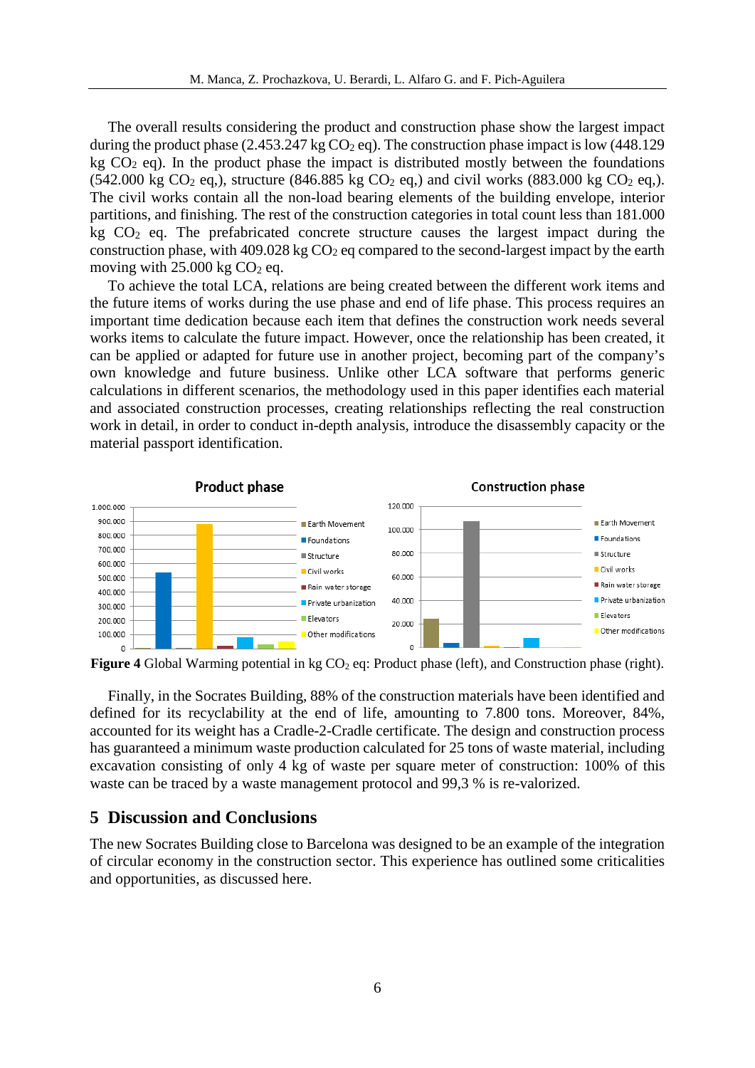The overall results considering the product and construction phase show the largest impact during the product phase (2.453.247 kg $CO_2$ eq). The construction phase impact is low (448.129 kg $CO_2$ eq). In the product phase the impact is distributed mostly between the foundations (542.000 kg $CO_2$ eq,), structure (846.885 kg $CO_2$ eq,) and civil works (883.000 kg $CO_2$ eq,). The civil works contain all the non-load bearing elements of the building envelope, interior partitions, and finishing. The rest of the construction categories in total count less than 181.000 kg $CO_2$ eq. The prefabricated concrete structure causes the largest impact during the construction phase, with 409.028 kg $CO_2$ eq compared to the second-largest impact by the earth moving with 25.000 kg $CO_2$ eq.

To achieve the total LCA, relations are being created between the different work items and the future items of works during the use phase and end of life phase. This process requires an important time dedication because each item that defines the construction work needs several works items to calculate the future impact. However, once the relationship has been created, it can be applied or adapted for future use in another project, becoming part of the company's own knowledge and future business. Unlike other LCA software that performs generic calculations in different scenarios, the methodology used in this paper identifies each material and associated construction processes, creating relationships reflecting the real construction work in detail, in order to conduct in-depth analysis, introduce the disassembly capacity or the material passport identification.

**Figure 4** Global Warming potential in kg $CO_2$ eq: Product phase (left), and Construction phase (right).

Finally, in the Socrates Building, 88% of the construction materials have been identified and defined for its recyclability at the end of life, amounting to 7.800 tons. Moreover, 84%, accounted for its weight has a Cradle-2-Cradle certificate. The design and construction process has guaranteed a minimum waste production calculated for 25 tons of waste material, including excavation consisting of only 4 kg of waste per square meter of construction: 100% of this waste can be traced by a waste management protocol and 99,3 % is re-valorized.

## 5 Discussion and Conclusions

The new Socrates Building close to Barcelona was designed to be an example of the integration of circular economy in the construction sector. This experience has outlined some criticalities and opportunities, as discussed here.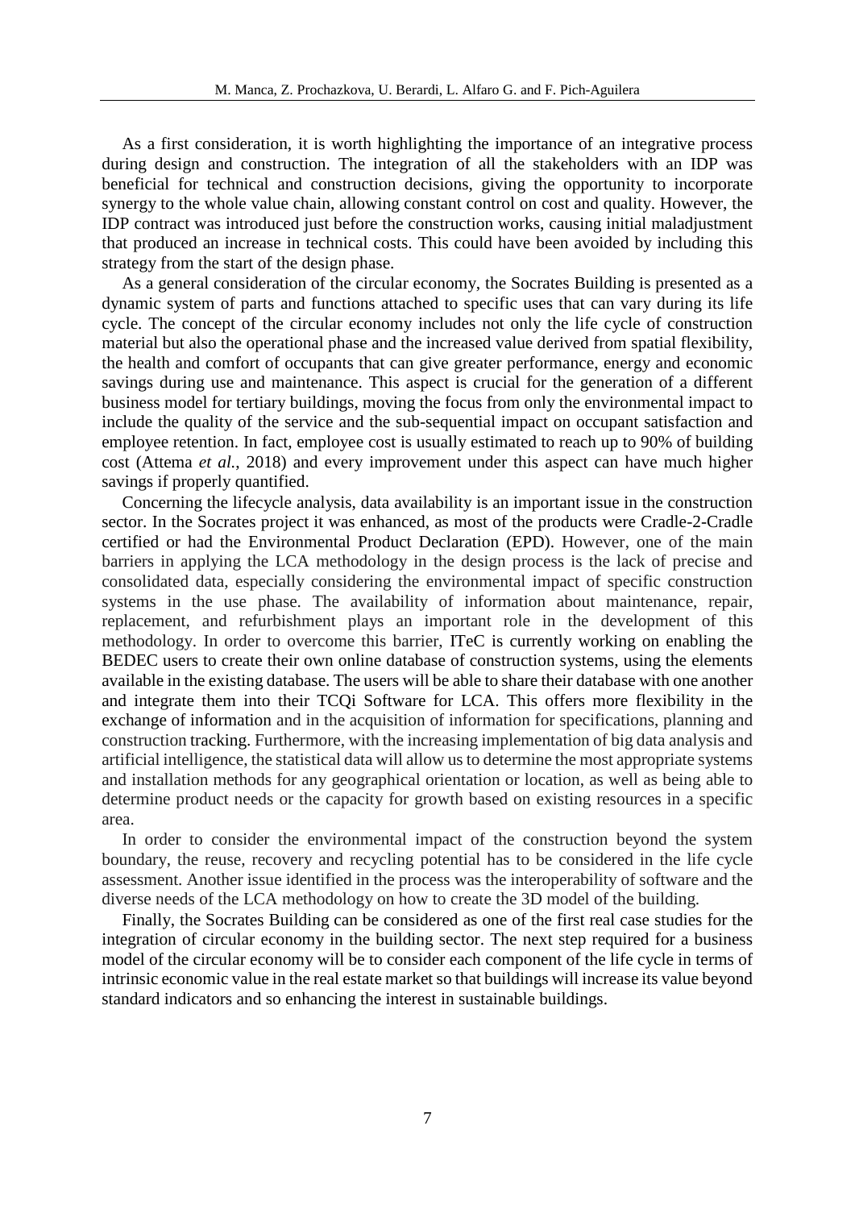As a first consideration, it is worth highlighting the importance of an integrative process during design and construction. The integration of all the stakeholders with an IDP was beneficial for technical and construction decisions, giving the opportunity to incorporate synergy to the whole value chain, allowing constant control on cost and quality. However, the IDP contract was introduced just before the construction works, causing initial maladjustment that produced an increase in technical costs. This could have been avoided by including this strategy from the start of the design phase.

As a general consideration of the circular economy, the Socrates Building is presented as a dynamic system of parts and functions attached to specific uses that can vary during its life cycle. The concept of the circular economy includes not only the life cycle of construction material but also the operational phase and the increased value derived from spatial flexibility, the health and comfort of occupants that can give greater performance, energy and economic savings during use and maintenance. This aspect is crucial for the generation of a different business model for tertiary buildings, moving the focus from only the environmental impact to include the quality of the service and the sub-sequential impact on occupant satisfaction and employee retention. In fact, employee cost is usually estimated to reach up to 90% of building cost (Attema *et al.*, 2018) and every improvement under this aspect can have much higher savings if properly quantified.

Concerning the lifecycle analysis, data availability is an important issue in the construction sector. In the Socrates project it was enhanced, as most of the products were Cradle-2-Cradle certified or had the Environmental Product Declaration (EPD). However, one of the main barriers in applying the LCA methodology in the design process is the lack of precise and consolidated data, especially considering the environmental impact of specific construction systems in the use phase. The availability of information about maintenance, repair, replacement, and refurbishment plays an important role in the development of this methodology. In order to overcome this barrier, ITeC is currently working on enabling the BEDEC users to create their own online database of construction systems, using the elements available in the existing database. The users will be able to share their database with one another and integrate them into their TCQi Software for LCA. This offers more flexibility in the exchange of information and in the acquisition of information for specifications, planning and construction tracking. Furthermore, with the increasing implementation of big data analysis and artificial intelligence, the statistical data will allow us to determine the most appropriate systems and installation methods for any geographical orientation or location, as well as being able to determine product needs or the capacity for growth based on existing resources in a specific area.

In order to consider the environmental impact of the construction beyond the system boundary, the reuse, recovery and recycling potential has to be considered in the life cycle assessment. Another issue identified in the process was the interoperability of software and the diverse needs of the LCA methodology on how to create the 3D model of the building.

Finally, the Socrates Building can be considered as one of the first real case studies for the integration of circular economy in the building sector. The next step required for a business model of the circular economy will be to consider each component of the life cycle in terms of intrinsic economic value in the real estate market so that buildings will increase its value beyond standard indicators and so enhancing the interest in sustainable buildings.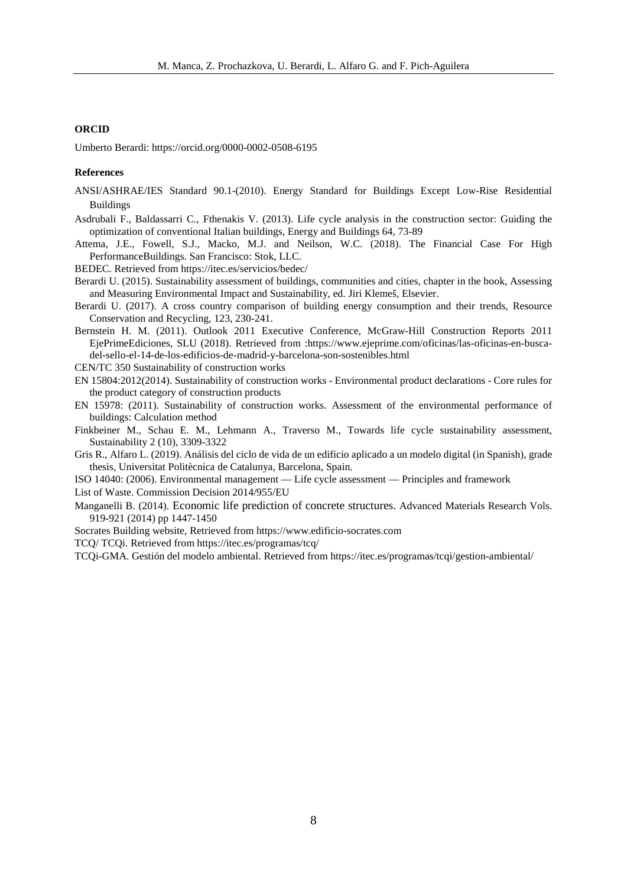**ORCID**

Umberto Berardi: https://orcid.org/0000-0002-0508-6195

**References**

ANSI/ASHRAE/IES Standard 90.1-(2010). Energy Standard for Buildings Except Low-Rise Residential Buildings

Asdrubali F., Baldassarri C., Fthenakis V. (2013). Life cycle analysis in the construction sector: Guiding the optimization of conventional Italian buildings, Energy and Buildings 64, 73-89

Attema, J.E., Fowell, S.J., Macko, M.J. and Neilson, W.C. (2018). The Financial Case For High PerformanceBuildings. San Francisco: Stok, LLC.

BEDEC. Retrieved from https://itec.es/servicios/bedec/

Berardi U. (2015). Sustainability assessment of buildings, communities and cities, chapter in the book, Assessing and Measuring Environmental Impact and Sustainability, ed. Jiri Klemeš, Elsevier.

Berardi U. (2017). A cross country comparison of building energy consumption and their trends, Resource Conservation and Recycling, 123, 230-241.

Bernstein H. M. (2011). Outlook 2011 Executive Conference, McGraw-Hill Construction Reports 2011 EjePrimeEdiciones, SLU (2018). Retrieved from :https://www.ejeprime.com/oficinas/las-oficinas-en-busca-del-sello-el-14-de-los-edificios-de-madrid-y-barcelona-son-sostenibles.html

CEN/TC 350 Sustainability of construction works

EN 15804:2012(2014). Sustainability of construction works - Environmental product declarations - Core rules for the product category of construction products

EN 15978: (2011). Sustainability of construction works. Assessment of the environmental performance of buildings: Calculation method

Finkbeiner M., Schau E. M., Lehmann A., Traverso M., Towards life cycle sustainability assessment, Sustainability 2 (10), 3309-3322

Gris R., Alfaro L. (2019). Análisis del ciclo de vida de un edificio aplicado a un modelo digital (in Spanish), grade thesis, Universitat Politècnica de Catalunya, Barcelona, Spain.

ISO 14040: (2006). Environmental management — Life cycle assessment — Principles and framework

List of Waste. Commission Decision 2014/955/EU

Manganelli B. (2014). Economic life prediction of concrete structures. Advanced Materials Research Vols. 919-921 (2014) pp 1447-1450

Socrates Building website, Retrieved from https://www.edificio-socrates.com

TCQ/ TCQi. Retrieved from https://itec.es/programas/tcq/

TCQi-GMA. Gestión del modelo ambiental. Retrieved from https://itec.es/programas/tcqi/gestion-ambiental/